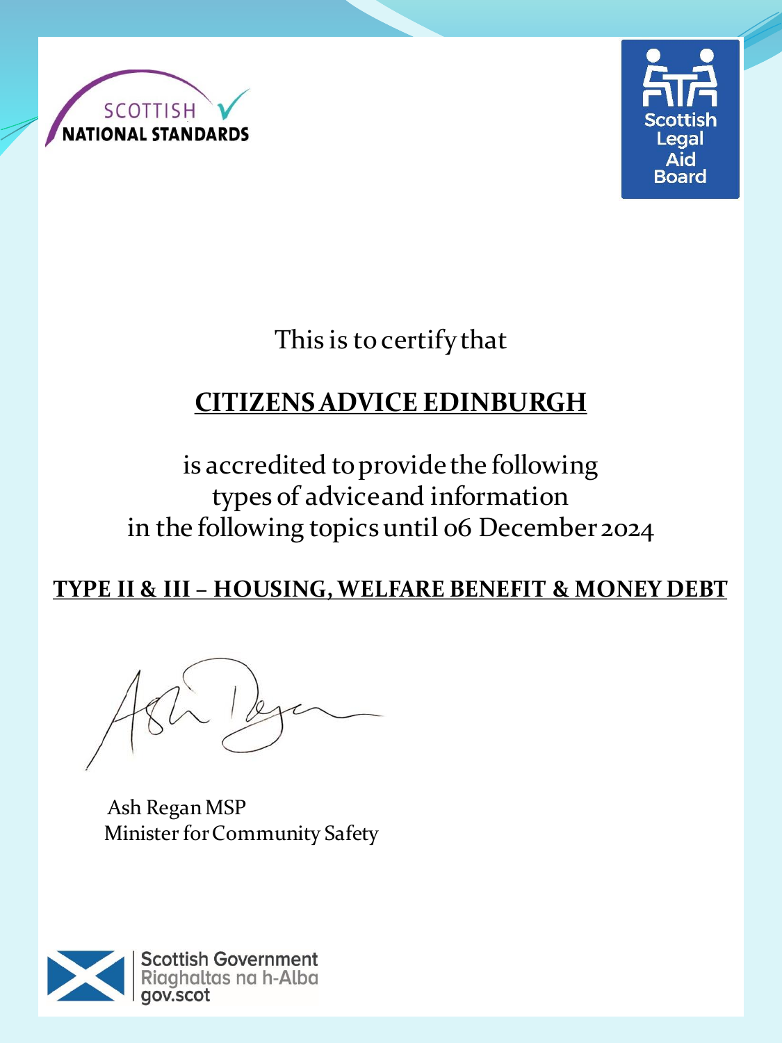SCOTTISH NATIONAL STANDARDS

Scottish Legal Aid Board

This is to certify that

## CITIZENS ADVICE EDINBURGH

is accredited to provide the following types of advice and information in the following topics until 06 December 2024

**TYPE II & III – HOUSING, WELFARE BENEFIT & MONEY DEBT**

Ash Regan MSP
Minister for Community Safety

Scottish Government
Riaghaltas na h-Alba
gov.scot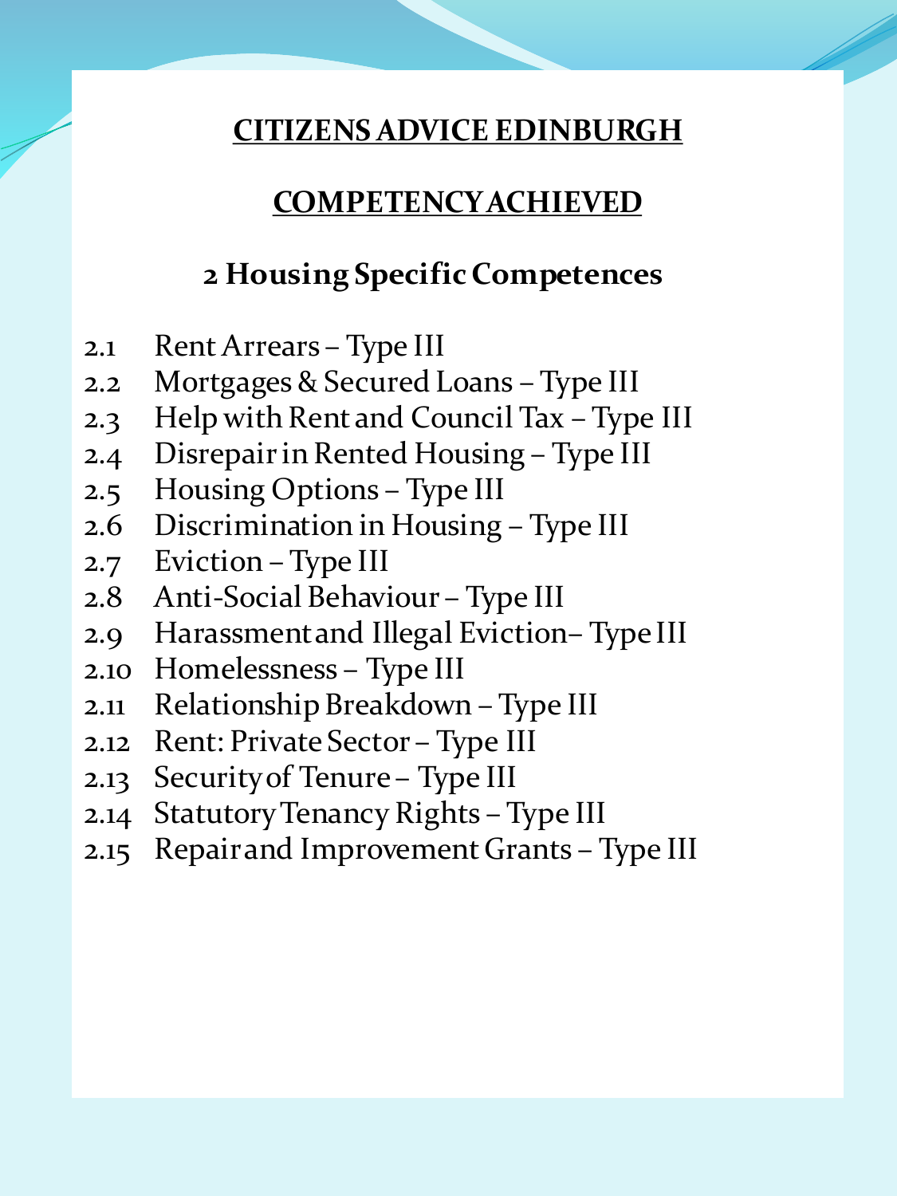# CITIZENS ADVICE EDINBURGH

## COMPETENCY ACHIEVED

### 2 Housing Specific Competences

- 2.1 Rent Arrears – Type III
- 2.2 Mortgages & Secured Loans – Type III
- 2.3 Help with Rent and Council Tax – Type III
- 2.4 Disrepair in Rented Housing – Type III
- 2.5 Housing Options – Type III
- 2.6 Discrimination in Housing – Type III
- 2.7 Eviction – Type III
- 2.8 Anti-Social Behaviour – Type III
- 2.9 Harassment and Illegal Eviction– Type III
- 2.10 Homelessness – Type III
- 2.11 Relationship Breakdown – Type III
- 2.12 Rent: Private Sector – Type III
- 2.13 Security of Tenure – Type III
- 2.14 Statutory Tenancy Rights – Type III
- 2.15 Repair and Improvement Grants – Type III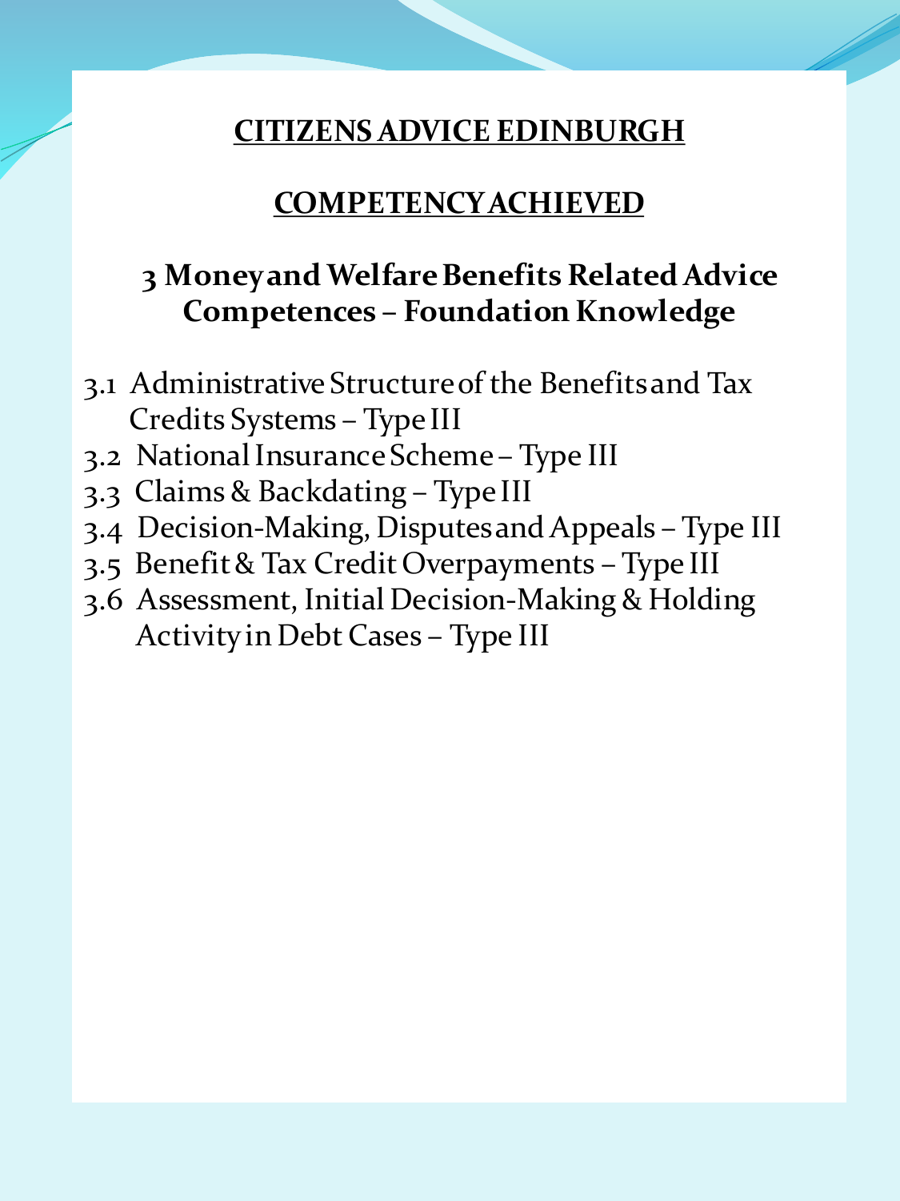# CITIZENS ADVICE EDINBURGH

## COMPETENCY ACHIEVED

### 3 Money and Welfare Benefits Related Advice Competences – Foundation Knowledge

3.1 Administrative Structure of the Benefits and Tax Credits Systems – Type III
3.2 National Insurance Scheme – Type III
3.3 Claims & Backdating – Type III
3.4 Decision-Making, Disputes and Appeals – Type III
3.5 Benefit & Tax Credit Overpayments – Type III
3.6 Assessment, Initial Decision-Making & Holding Activity in Debt Cases – Type III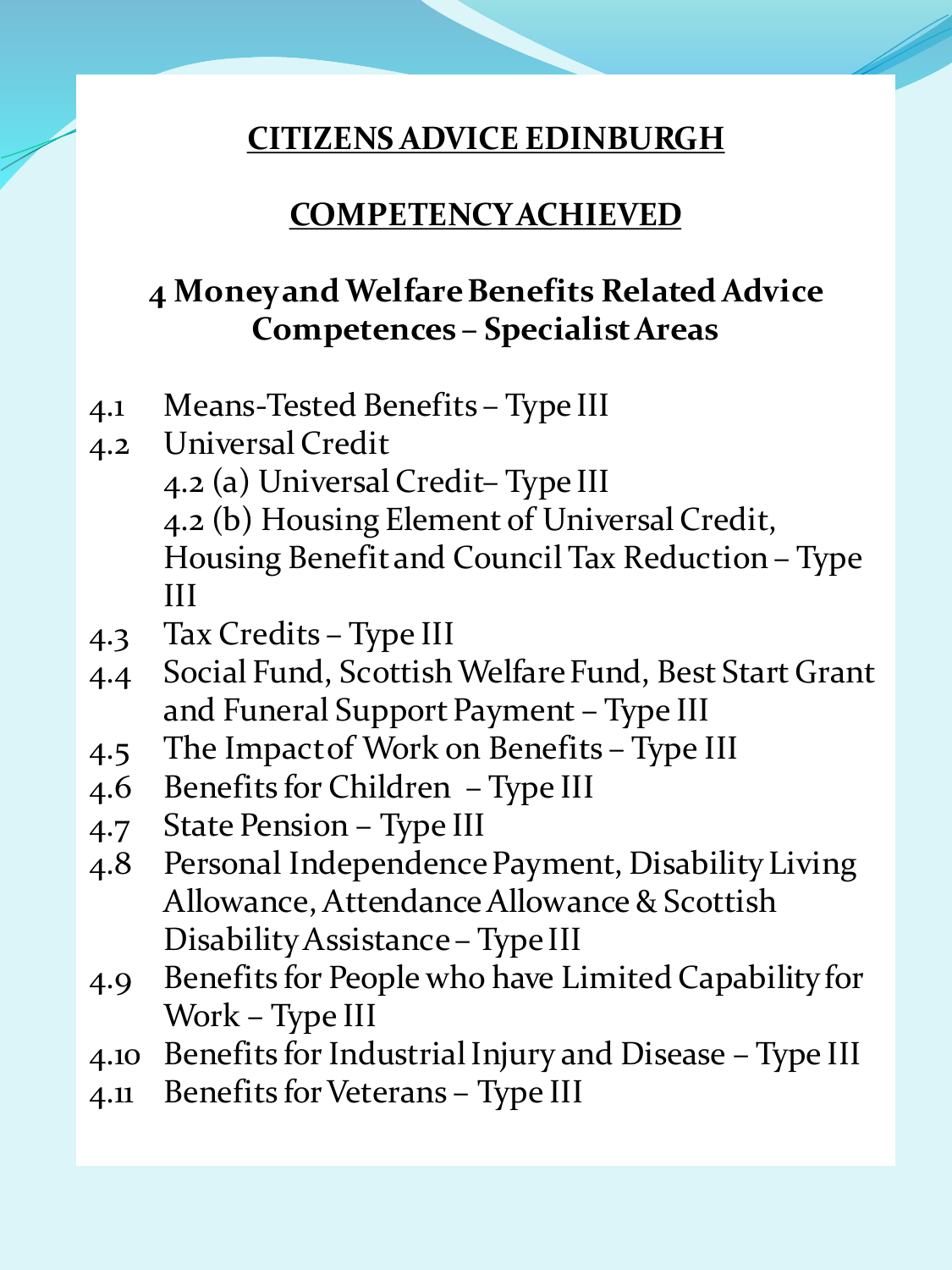# CITIZENS ADVICE EDINBURGH

## COMPETENCY ACHIEVED

### 4 Money and Welfare Benefits Related Advice Competences – Specialist Areas

4.1 Means-Tested Benefits – Type III

4.2 Universal Credit
  - 4.2 (a) Universal Credit– Type III
  - 4.2 (b) Housing Element of Universal Credit, Housing Benefit and Council Tax Reduction – Type III

4.3 Tax Credits – Type III

4.4 Social Fund, Scottish Welfare Fund, Best Start Grant and Funeral Support Payment – Type III

4.5 The Impact of Work on Benefits – Type III

4.6 Benefits for Children – Type III

4.7 State Pension – Type III

4.8 Personal Independence Payment, Disability Living Allowance, Attendance Allowance & Scottish Disability Assistance – Type III

4.9 Benefits for People who have Limited Capability for Work – Type III

4.10 Benefits for Industrial Injury and Disease – Type III

4.11 Benefits for Veterans – Type III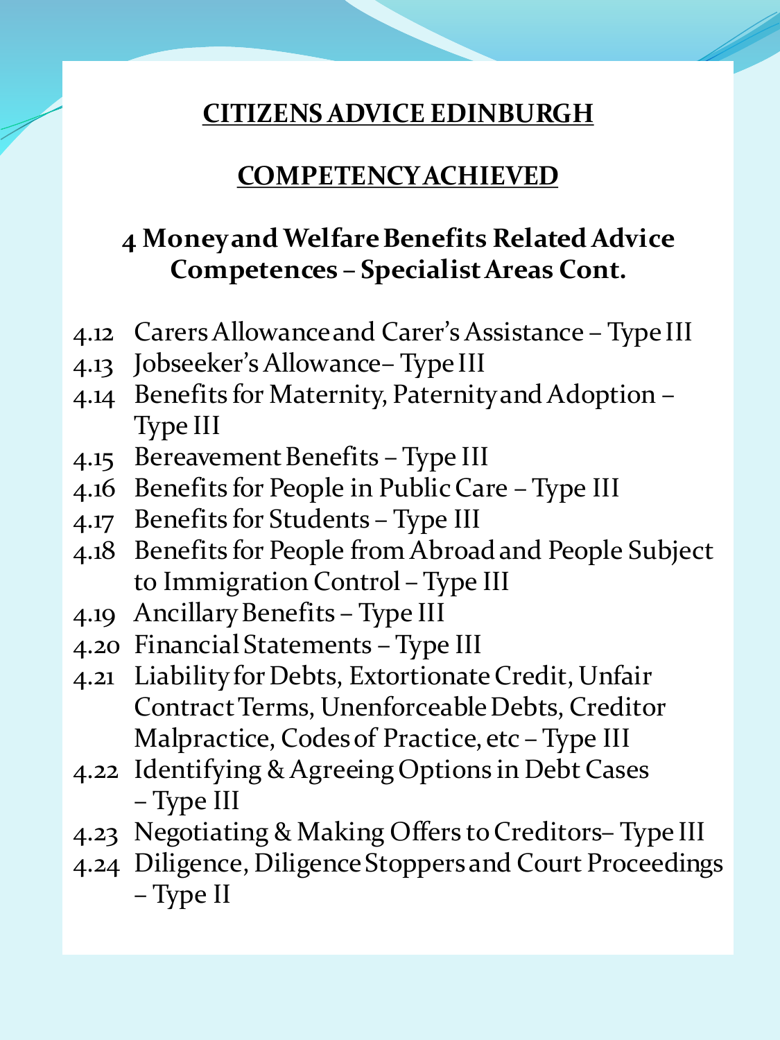**CITIZENS ADVICE EDINBURGH**

**COMPETENCY ACHIEVED**

## 4 Money and Welfare Benefits Related Advice Competences – Specialist Areas Cont.

- 4.12 Carers Allowance and Carer's Assistance – Type III
- 4.13 Jobseeker's Allowance– Type III
- 4.14 Benefits for Maternity, Paternity and Adoption – Type III
- 4.15 Bereavement Benefits – Type III
- 4.16 Benefits for People in Public Care – Type III
- 4.17 Benefits for Students – Type III
- 4.18 Benefits for People from Abroad and People Subject to Immigration Control – Type III
- 4.19 Ancillary Benefits – Type III
- 4.20 Financial Statements – Type III
- 4.21 Liability for Debts, Extortionate Credit, Unfair Contract Terms, Unenforceable Debts, Creditor Malpractice, Codes of Practice, etc – Type III
- 4.22 Identifying & Agreeing Options in Debt Cases – Type III
- 4.23 Negotiating & Making Offers to Creditors– Type III
- 4.24 Diligence, Diligence Stoppers and Court Proceedings – Type II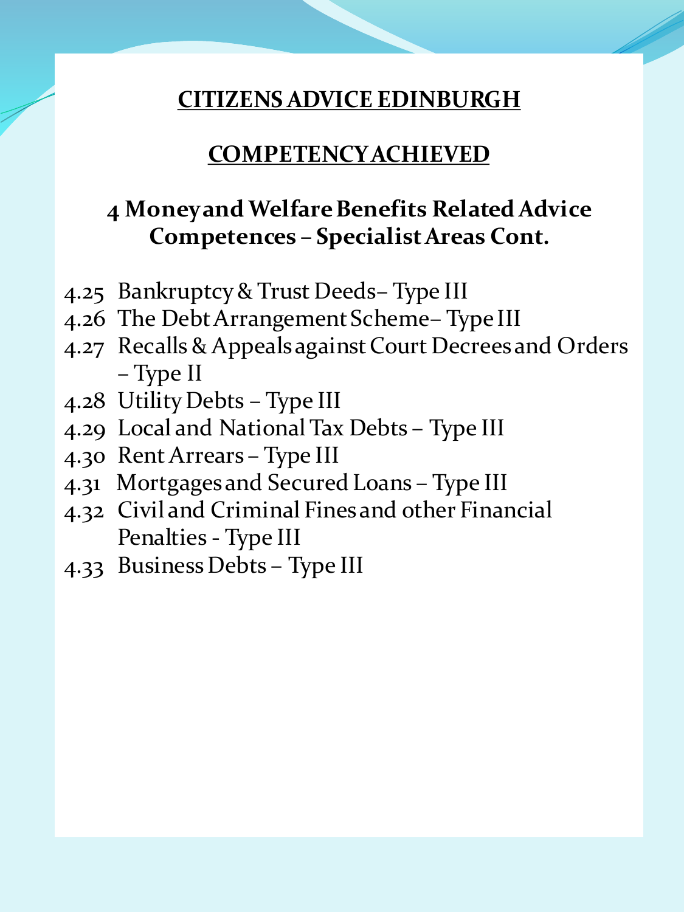## CITIZENS ADVICE EDINBURGH

## COMPETENCY ACHIEVED

### 4 Money and Welfare Benefits Related Advice Competences – Specialist Areas Cont.

- 4.25 Bankruptcy & Trust Deeds– Type III
- 4.26 The Debt Arrangement Scheme– Type III
- 4.27 Recalls & Appeals against Court Decrees and Orders – Type II
- 4.28 Utility Debts – Type III
- 4.29 Local and National Tax Debts – Type III
- 4.30 Rent Arrears – Type III
- 4.31 Mortgages and Secured Loans – Type III
- 4.32 Civil and Criminal Fines and other Financial Penalties - Type III
- 4.33 Business Debts – Type III